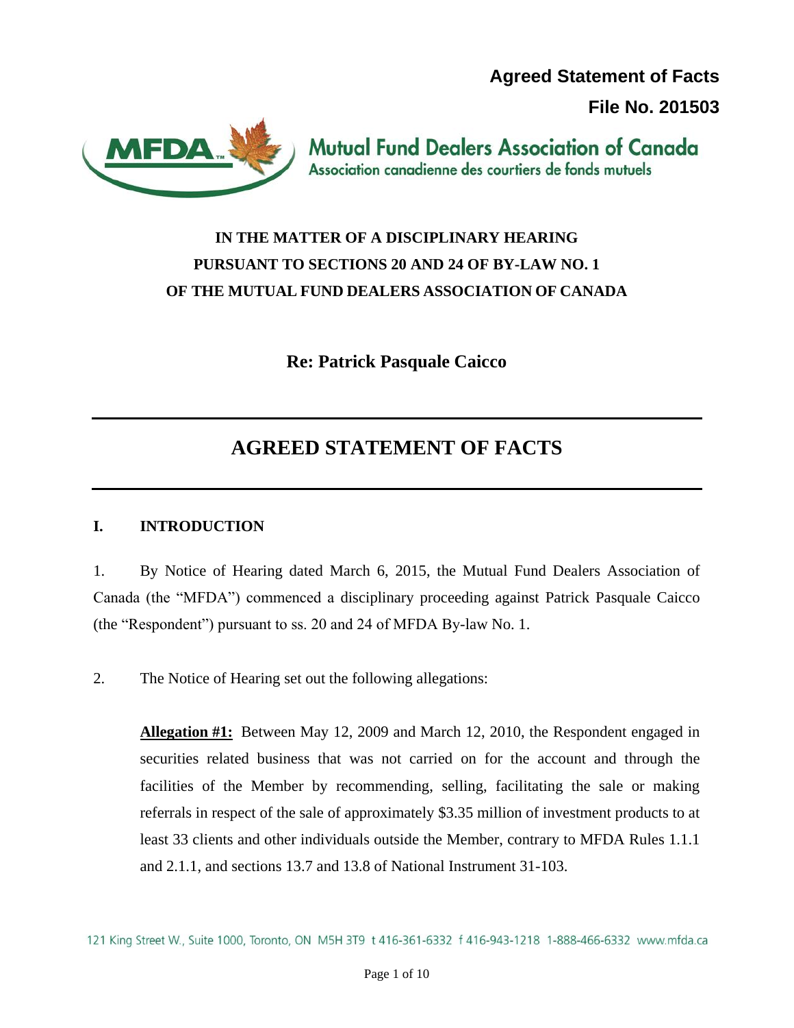**Agreed Statement of Facts**

**File No. 201503**

Mutual Fund Dealers Association of Canada
Association canadienne des courtiers de fonds mutuels

**IN THE MATTER OF A DISCIPLINARY HEARING**
**PURSUANT TO SECTIONS 20 AND 24 OF BY-LAW NO. 1**
**OF THE MUTUAL FUND DEALERS ASSOCIATION OF CANADA**

**Re: Patrick Pasquale Caicco**

# AGREED STATEMENT OF FACTS

## I. INTRODUCTION

1. By Notice of Hearing dated March 6, 2015, the Mutual Fund Dealers Association of Canada (the "MFDA") commenced a disciplinary proceeding against Patrick Pasquale Caicco (the "Respondent") pursuant to ss. 20 and 24 of MFDA By-law No. 1.

2. The Notice of Hearing set out the following allegations:

**Allegation #1:** Between May 12, 2009 and March 12, 2010, the Respondent engaged in securities related business that was not carried on for the account and through the facilities of the Member by recommending, selling, facilitating the sale or making referrals in respect of the sale of approximately $3.35 million of investment products to at least 33 clients and other individuals outside the Member, contrary to MFDA Rules 1.1.1 and 2.1.1, and sections 13.7 and 13.8 of National Instrument 31-103.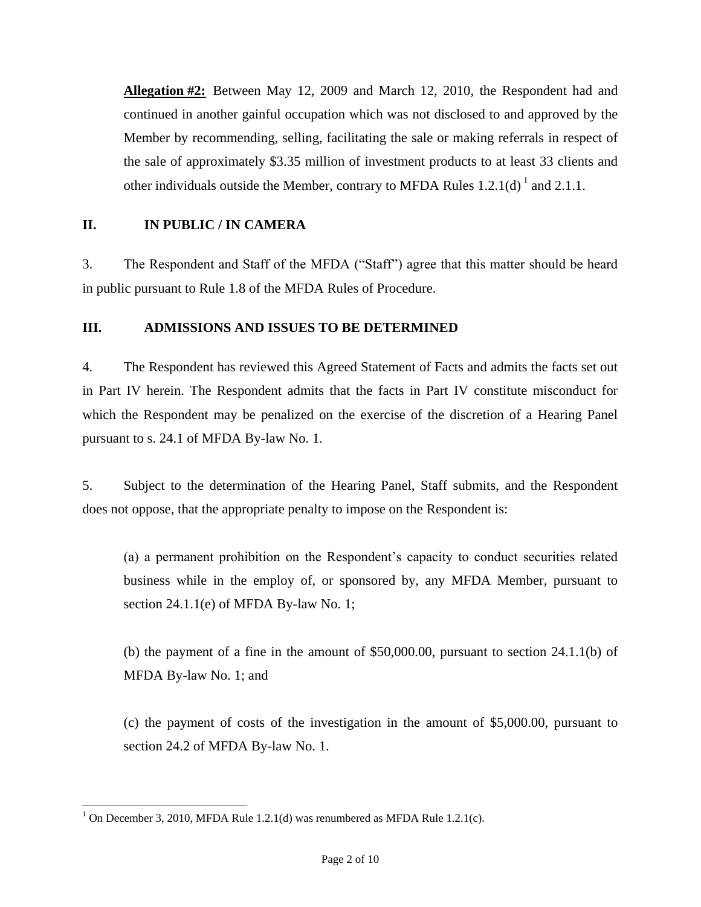**Allegation #2:** Between May 12, 2009 and March 12, 2010, the Respondent had and continued in another gainful occupation which was not disclosed to and approved by the Member by recommending, selling, facilitating the sale or making referrals in respect of the sale of approximately $3.35 million of investment products to at least 33 clients and other individuals outside the Member, contrary to MFDA Rules 1.2.1(d) [1] and 2.1.1.

## II. IN PUBLIC / IN CAMERA

3. The Respondent and Staff of the MFDA ("Staff") agree that this matter should be heard in public pursuant to Rule 1.8 of the MFDA Rules of Procedure.

## III. ADMISSIONS AND ISSUES TO BE DETERMINED

4. The Respondent has reviewed this Agreed Statement of Facts and admits the facts set out in Part IV herein. The Respondent admits that the facts in Part IV constitute misconduct for which the Respondent may be penalized on the exercise of the discretion of a Hearing Panel pursuant to s. 24.1 of MFDA By-law No. 1.

5. Subject to the determination of the Hearing Panel, Staff submits, and the Respondent does not oppose, that the appropriate penalty to impose on the Respondent is:

(a) a permanent prohibition on the Respondent's capacity to conduct securities related business while in the employ of, or sponsored by, any MFDA Member, pursuant to section 24.1.1(e) of MFDA By-law No. 1;

(b) the payment of a fine in the amount of $50,000.00, pursuant to section 24.1.1(b) of MFDA By-law No. 1; and

(c) the payment of costs of the investigation in the amount of $5,000.00, pursuant to section 24.2 of MFDA By-law No. 1.

---

[1] On December 3, 2010, MFDA Rule 1.2.1(d) was renumbered as MFDA Rule 1.2.1(c).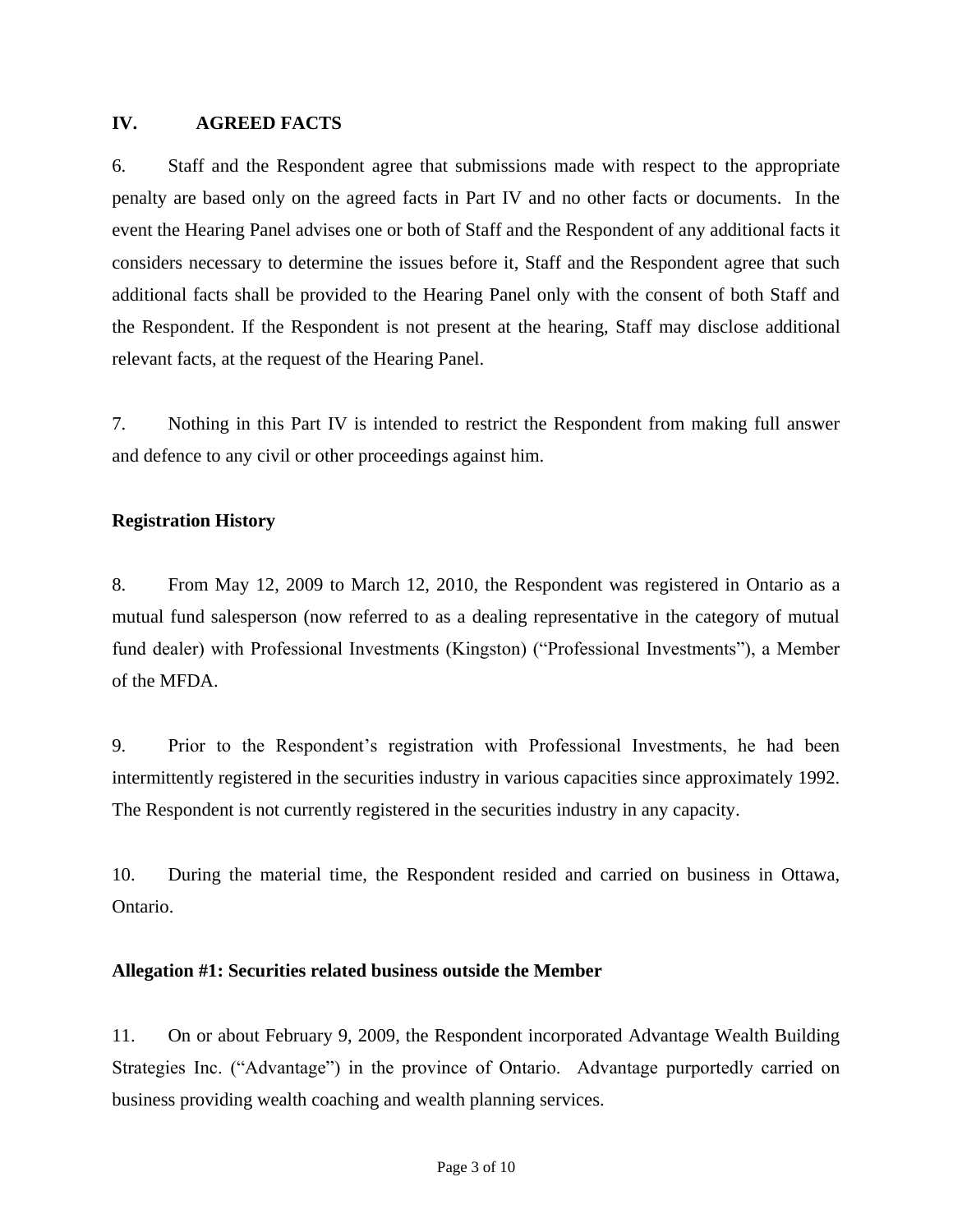## IV. AGREED FACTS

6. Staff and the Respondent agree that submissions made with respect to the appropriate penalty are based only on the agreed facts in Part IV and no other facts or documents. In the event the Hearing Panel advises one or both of Staff and the Respondent of any additional facts it considers necessary to determine the issues before it, Staff and the Respondent agree that such additional facts shall be provided to the Hearing Panel only with the consent of both Staff and the Respondent. If the Respondent is not present at the hearing, Staff may disclose additional relevant facts, at the request of the Hearing Panel.

7. Nothing in this Part IV is intended to restrict the Respondent from making full answer and defence to any civil or other proceedings against him.

### Registration History

8. From May 12, 2009 to March 12, 2010, the Respondent was registered in Ontario as a mutual fund salesperson (now referred to as a dealing representative in the category of mutual fund dealer) with Professional Investments (Kingston) ("Professional Investments"), a Member of the MFDA.

9. Prior to the Respondent's registration with Professional Investments, he had been intermittently registered in the securities industry in various capacities since approximately 1992. The Respondent is not currently registered in the securities industry in any capacity.

10. During the material time, the Respondent resided and carried on business in Ottawa, Ontario.

### Allegation #1: Securities related business outside the Member

11. On or about February 9, 2009, the Respondent incorporated Advantage Wealth Building Strategies Inc. ("Advantage") in the province of Ontario. Advantage purportedly carried on business providing wealth coaching and wealth planning services.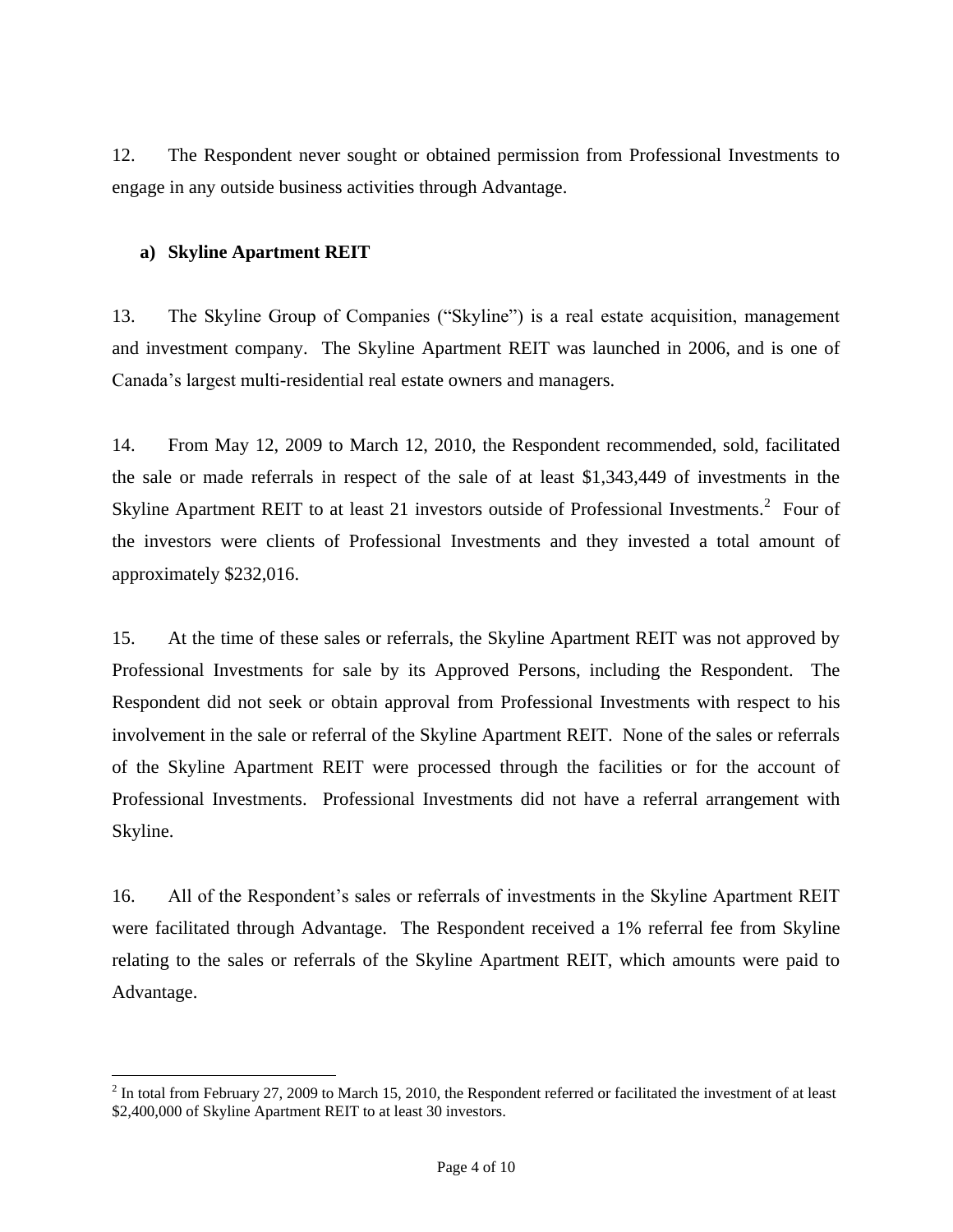12. The Respondent never sought or obtained permission from Professional Investments to engage in any outside business activities through Advantage.

**a) Skyline Apartment REIT**

13. The Skyline Group of Companies ("Skyline") is a real estate acquisition, management and investment company. The Skyline Apartment REIT was launched in 2006, and is one of Canada's largest multi-residential real estate owners and managers.

14. From May 12, 2009 to March 12, 2010, the Respondent recommended, sold, facilitated the sale or made referrals in respect of the sale of at least $1,343,449 of investments in the Skyline Apartment REIT to at least 21 investors outside of Professional Investments.[2] Four of the investors were clients of Professional Investments and they invested a total amount of approximately $232,016.

15. At the time of these sales or referrals, the Skyline Apartment REIT was not approved by Professional Investments for sale by its Approved Persons, including the Respondent. The Respondent did not seek or obtain approval from Professional Investments with respect to his involvement in the sale or referral of the Skyline Apartment REIT. None of the sales or referrals of the Skyline Apartment REIT were processed through the facilities or for the account of Professional Investments. Professional Investments did not have a referral arrangement with Skyline.

16. All of the Respondent's sales or referrals of investments in the Skyline Apartment REIT were facilitated through Advantage. The Respondent received a 1% referral fee from Skyline relating to the sales or referrals of the Skyline Apartment REIT, which amounts were paid to Advantage.

---

[2] In total from February 27, 2009 to March 15, 2010, the Respondent referred or facilitated the investment of at least $2,400,000 of Skyline Apartment REIT to at least 30 investors.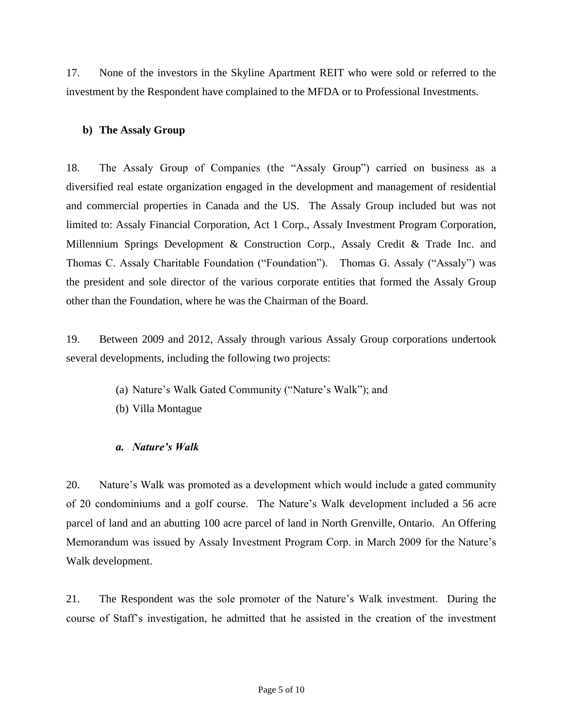17. None of the investors in the Skyline Apartment REIT who were sold or referred to the investment by the Respondent have complained to the MFDA or to Professional Investments.

**b) The Assaly Group**

18. The Assaly Group of Companies (the "Assaly Group") carried on business as a diversified real estate organization engaged in the development and management of residential and commercial properties in Canada and the US. The Assaly Group included but was not limited to: Assaly Financial Corporation, Act 1 Corp., Assaly Investment Program Corporation, Millennium Springs Development & Construction Corp., Assaly Credit & Trade Inc. and Thomas C. Assaly Charitable Foundation ("Foundation"). Thomas G. Assaly ("Assaly") was the president and sole director of the various corporate entities that formed the Assaly Group other than the Foundation, where he was the Chairman of the Board.

19. Between 2009 and 2012, Assaly through various Assaly Group corporations undertook several developments, including the following two projects:

(a) Nature's Walk Gated Community ("Nature's Walk"); and
(b) Villa Montague

***a. Nature's Walk***

20. Nature's Walk was promoted as a development which would include a gated community of 20 condominiums and a golf course. The Nature's Walk development included a 56 acre parcel of land and an abutting 100 acre parcel of land in North Grenville, Ontario. An Offering Memorandum was issued by Assaly Investment Program Corp. in March 2009 for the Nature's Walk development.

21. The Respondent was the sole promoter of the Nature's Walk investment. During the course of Staff's investigation, he admitted that he assisted in the creation of the investment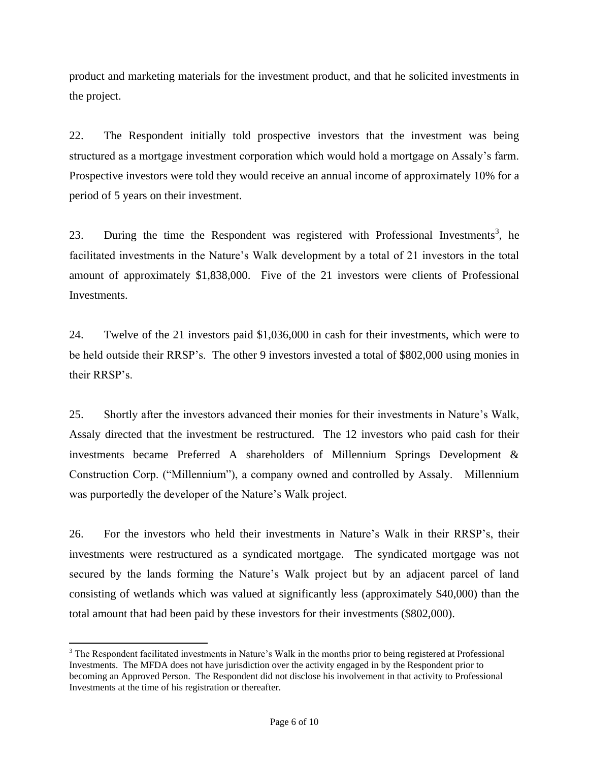product and marketing materials for the investment product, and that he solicited investments in the project.

22. The Respondent initially told prospective investors that the investment was being structured as a mortgage investment corporation which would hold a mortgage on Assaly's farm. Prospective investors were told they would receive an annual income of approximately 10% for a period of 5 years on their investment.

23. During the time the Respondent was registered with Professional Investments[3], he facilitated investments in the Nature's Walk development by a total of 21 investors in the total amount of approximately $1,838,000. Five of the 21 investors were clients of Professional Investments.

24. Twelve of the 21 investors paid $1,036,000 in cash for their investments, which were to be held outside their RRSP's. The other 9 investors invested a total of $802,000 using monies in their RRSP's.

25. Shortly after the investors advanced their monies for their investments in Nature's Walk, Assaly directed that the investment be restructured. The 12 investors who paid cash for their investments became Preferred A shareholders of Millennium Springs Development & Construction Corp. ("Millennium"), a company owned and controlled by Assaly. Millennium was purportedly the developer of the Nature's Walk project.

26. For the investors who held their investments in Nature's Walk in their RRSP's, their investments were restructured as a syndicated mortgage. The syndicated mortgage was not secured by the lands forming the Nature's Walk project but by an adjacent parcel of land consisting of wetlands which was valued at significantly less (approximately $40,000) than the total amount that had been paid by these investors for their investments ($802,000).

---

[3] The Respondent facilitated investments in Nature's Walk in the months prior to being registered at Professional Investments. The MFDA does not have jurisdiction over the activity engaged in by the Respondent prior to becoming an Approved Person. The Respondent did not disclose his involvement in that activity to Professional Investments at the time of his registration or thereafter.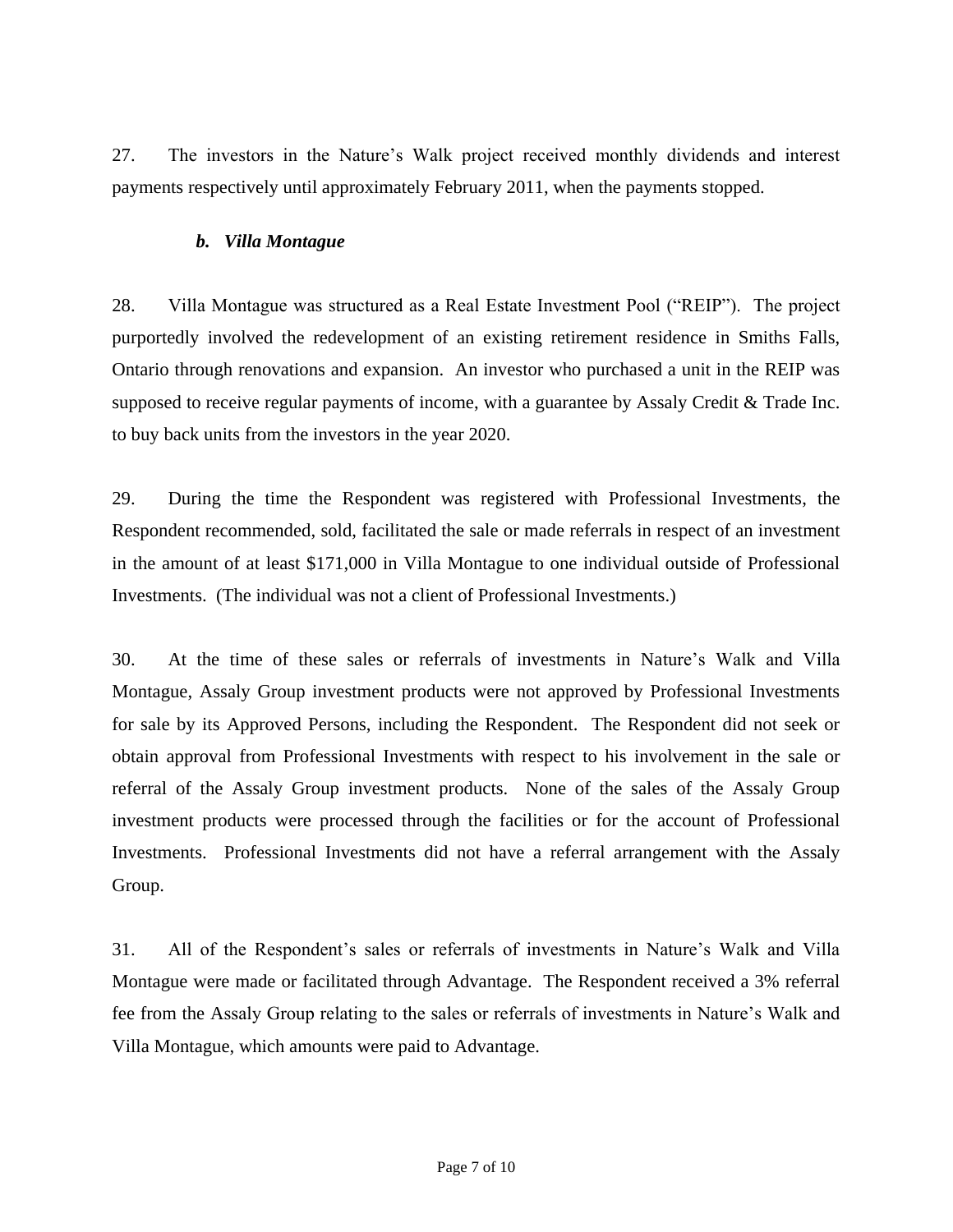27. The investors in the Nature's Walk project received monthly dividends and interest payments respectively until approximately February 2011, when the payments stopped.

### ***b. Villa Montague***

28. Villa Montague was structured as a Real Estate Investment Pool ("REIP"). The project purportedly involved the redevelopment of an existing retirement residence in Smiths Falls, Ontario through renovations and expansion. An investor who purchased a unit in the REIP was supposed to receive regular payments of income, with a guarantee by Assaly Credit & Trade Inc. to buy back units from the investors in the year 2020.

29. During the time the Respondent was registered with Professional Investments, the Respondent recommended, sold, facilitated the sale or made referrals in respect of an investment in the amount of at least $171,000 in Villa Montague to one individual outside of Professional Investments. (The individual was not a client of Professional Investments.)

30. At the time of these sales or referrals of investments in Nature's Walk and Villa Montague, Assaly Group investment products were not approved by Professional Investments for sale by its Approved Persons, including the Respondent. The Respondent did not seek or obtain approval from Professional Investments with respect to his involvement in the sale or referral of the Assaly Group investment products. None of the sales of the Assaly Group investment products were processed through the facilities or for the account of Professional Investments. Professional Investments did not have a referral arrangement with the Assaly Group.

31. All of the Respondent's sales or referrals of investments in Nature's Walk and Villa Montague were made or facilitated through Advantage. The Respondent received a 3% referral fee from the Assaly Group relating to the sales or referrals of investments in Nature's Walk and Villa Montague, which amounts were paid to Advantage.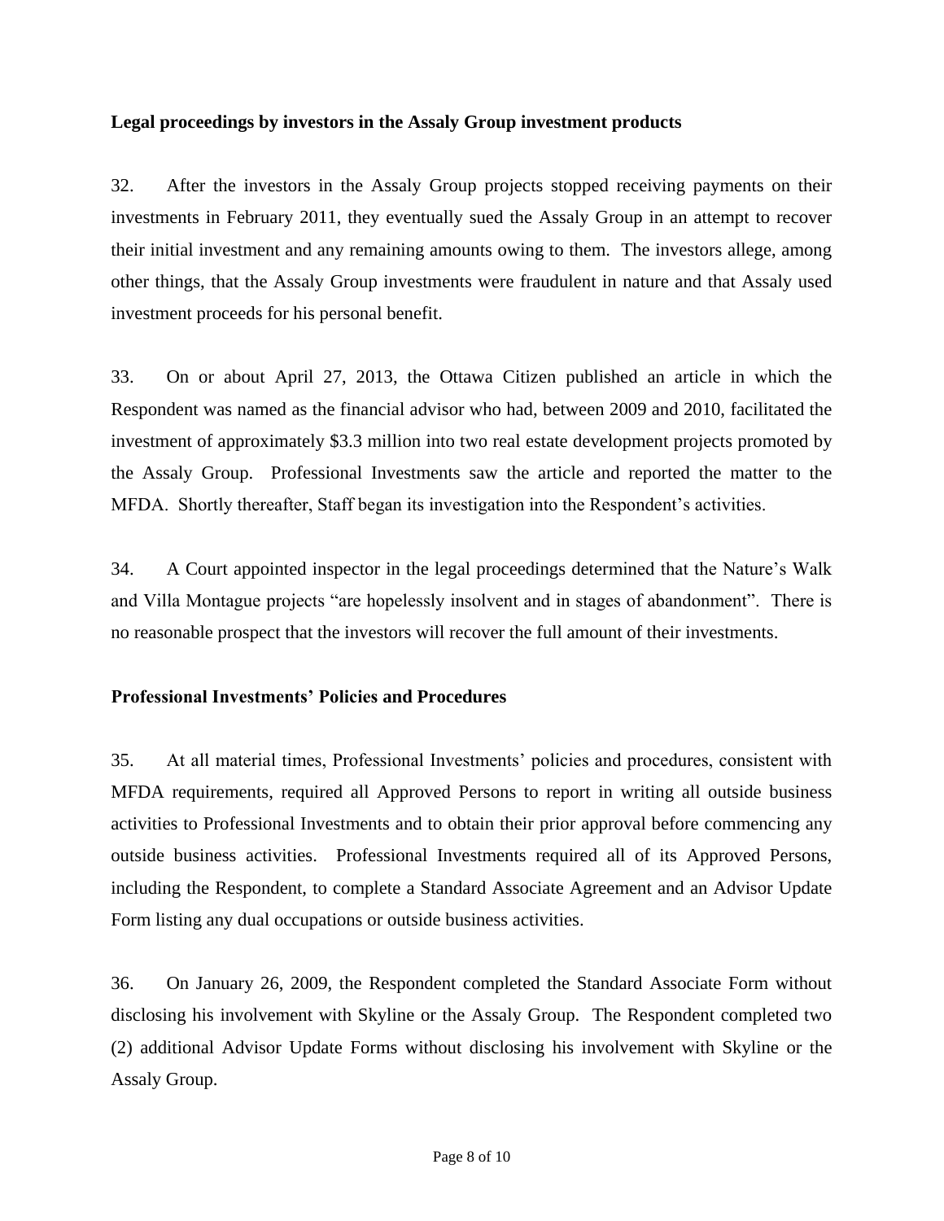**Legal proceedings by investors in the Assaly Group investment products**

32. After the investors in the Assaly Group projects stopped receiving payments on their investments in February 2011, they eventually sued the Assaly Group in an attempt to recover their initial investment and any remaining amounts owing to them. The investors allege, among other things, that the Assaly Group investments were fraudulent in nature and that Assaly used investment proceeds for his personal benefit.

33. On or about April 27, 2013, the Ottawa Citizen published an article in which the Respondent was named as the financial advisor who had, between 2009 and 2010, facilitated the investment of approximately $3.3 million into two real estate development projects promoted by the Assaly Group. Professional Investments saw the article and reported the matter to the MFDA. Shortly thereafter, Staff began its investigation into the Respondent's activities.

34. A Court appointed inspector in the legal proceedings determined that the Nature's Walk and Villa Montague projects "are hopelessly insolvent and in stages of abandonment". There is no reasonable prospect that the investors will recover the full amount of their investments.

**Professional Investments' Policies and Procedures**

35. At all material times, Professional Investments' policies and procedures, consistent with MFDA requirements, required all Approved Persons to report in writing all outside business activities to Professional Investments and to obtain their prior approval before commencing any outside business activities. Professional Investments required all of its Approved Persons, including the Respondent, to complete a Standard Associate Agreement and an Advisor Update Form listing any dual occupations or outside business activities.

36. On January 26, 2009, the Respondent completed the Standard Associate Form without disclosing his involvement with Skyline or the Assaly Group. The Respondent completed two (2) additional Advisor Update Forms without disclosing his involvement with Skyline or the Assaly Group.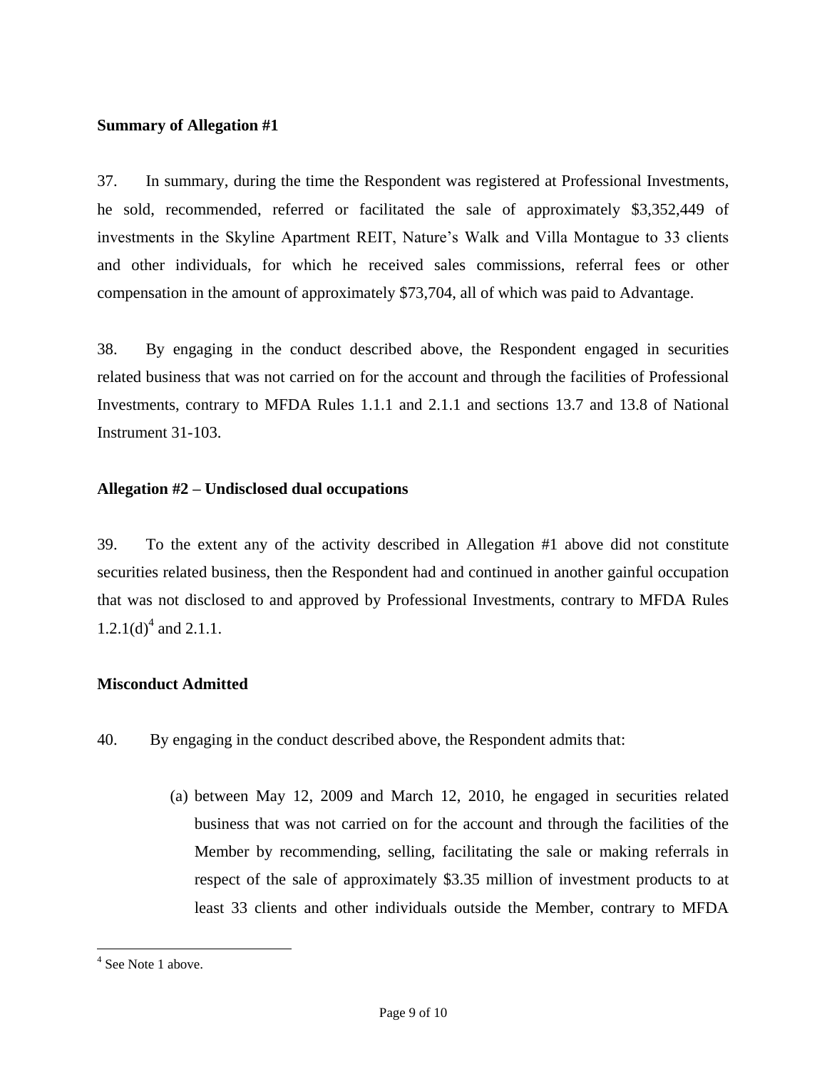**Summary of Allegation #1**

37. In summary, during the time the Respondent was registered at Professional Investments, he sold, recommended, referred or facilitated the sale of approximately $3,352,449 of investments in the Skyline Apartment REIT, Nature's Walk and Villa Montague to 33 clients and other individuals, for which he received sales commissions, referral fees or other compensation in the amount of approximately $73,704, all of which was paid to Advantage.

38. By engaging in the conduct described above, the Respondent engaged in securities related business that was not carried on for the account and through the facilities of Professional Investments, contrary to MFDA Rules 1.1.1 and 2.1.1 and sections 13.7 and 13.8 of National Instrument 31-103.

**Allegation #2 – Undisclosed dual occupations**

39. To the extent any of the activity described in Allegation #1 above did not constitute securities related business, then the Respondent had and continued in another gainful occupation that was not disclosed to and approved by Professional Investments, contrary to MFDA Rules 1.2.1(d)[4] and 2.1.1.

**Misconduct Admitted**

40. By engaging in the conduct described above, the Respondent admits that:

(a) between May 12, 2009 and March 12, 2010, he engaged in securities related business that was not carried on for the account and through the facilities of the Member by recommending, selling, facilitating the sale or making referrals in respect of the sale of approximately $3.35 million of investment products to at least 33 clients and other individuals outside the Member, contrary to MFDA

[4] See Note 1 above.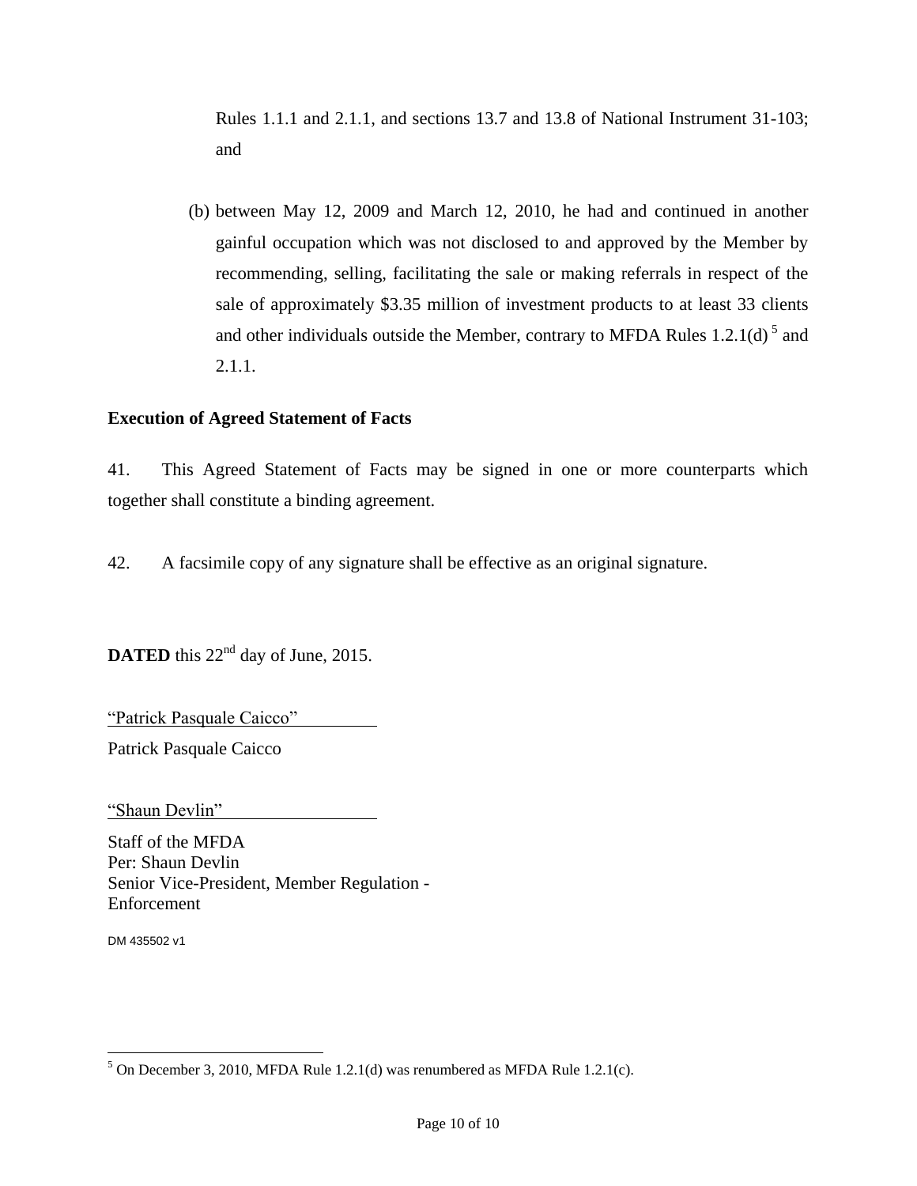Rules 1.1.1 and 2.1.1, and sections 13.7 and 13.8 of National Instrument 31-103; and

(b) between May 12, 2009 and March 12, 2010, he had and continued in another gainful occupation which was not disclosed to and approved by the Member by recommending, selling, facilitating the sale or making referrals in respect of the sale of approximately $3.35 million of investment products to at least 33 clients and other individuals outside the Member, contrary to MFDA Rules 1.2.1(d) [5] and 2.1.1.

**Execution of Agreed Statement of Facts**

41. This Agreed Statement of Facts may be signed in one or more counterparts which together shall constitute a binding agreement.

42. A facsimile copy of any signature shall be effective as an original signature.

**DATED** this 22nd day of June, 2015.

"Patrick Pasquale Caicco"
Patrick Pasquale Caicco

"Shaun Devlin"
Staff of the MFDA
Per: Shaun Devlin
Senior Vice-President, Member Regulation - Enforcement

DM 435502 v1

[5] On December 3, 2010, MFDA Rule 1.2.1(d) was renumbered as MFDA Rule 1.2.1(c).